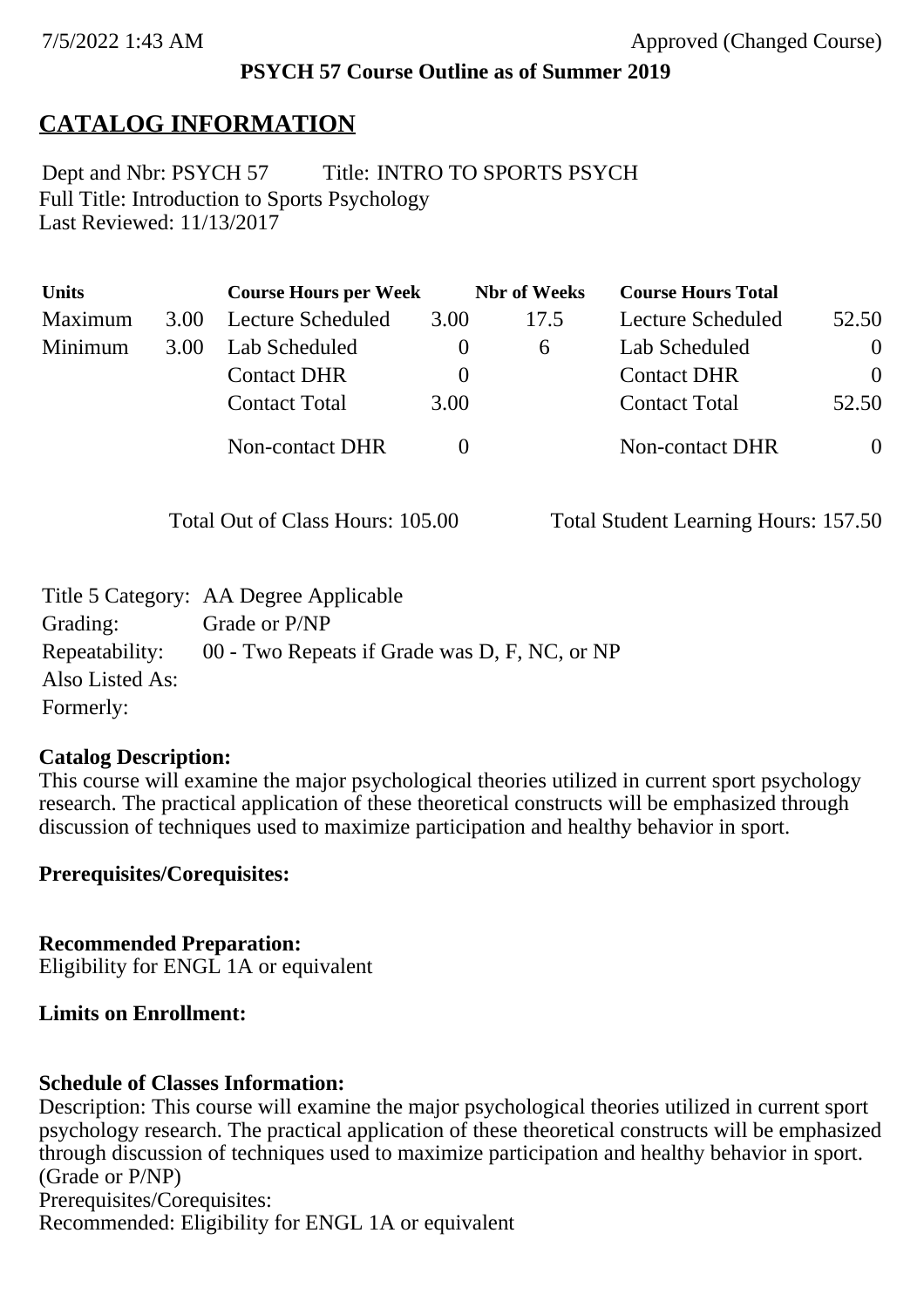**PSYCH 57 Course Outline as of Summer 2019**

# CATALOG INFORMATION

Dept and Nbr: PSYCH 57 Title: INTRO TO SPORTS PSYCH
Full Title: Introduction to Sports Psychology
Last Reviewed: 11/13/2017

| Units | | Course Hours per Week | | Nbr of Weeks | Course Hours Total | |
|---|---|---|---|---|---|---|
| Maximum | 3.00 | Lecture Scheduled | 3.00 | 17.5 | Lecture Scheduled | 52.50 |
| Minimum | 3.00 | Lab Scheduled | 0 | 6 | Lab Scheduled | 0 |
| | | Contact DHR | 0 | | Contact DHR | 0 |
| | | Contact Total | 3.00 | | Contact Total | 52.50 |
| | | Non-contact DHR | 0 | | Non-contact DHR | 0 |

Total Out of Class Hours: 105.00 Total Student Learning Hours: 157.50

Title 5 Category: AA Degree Applicable
Grading: Grade or P/NP
Repeatability: 00 - Two Repeats if Grade was D, F, NC, or NP
Also Listed As:
Formerly:

**Catalog Description:**
This course will examine the major psychological theories utilized in current sport psychology research. The practical application of these theoretical constructs will be emphasized through discussion of techniques used to maximize participation and healthy behavior in sport.

**Prerequisites/Corequisites:**

**Recommended Preparation:**
Eligibility for ENGL 1A or equivalent

**Limits on Enrollment:**

**Schedule of Classes Information:**
Description: This course will examine the major psychological theories utilized in current sport psychology research. The practical application of these theoretical constructs will be emphasized through discussion of techniques used to maximize participation and healthy behavior in sport. (Grade or P/NP)
Prerequisites/Corequisites:
Recommended: Eligibility for ENGL 1A or equivalent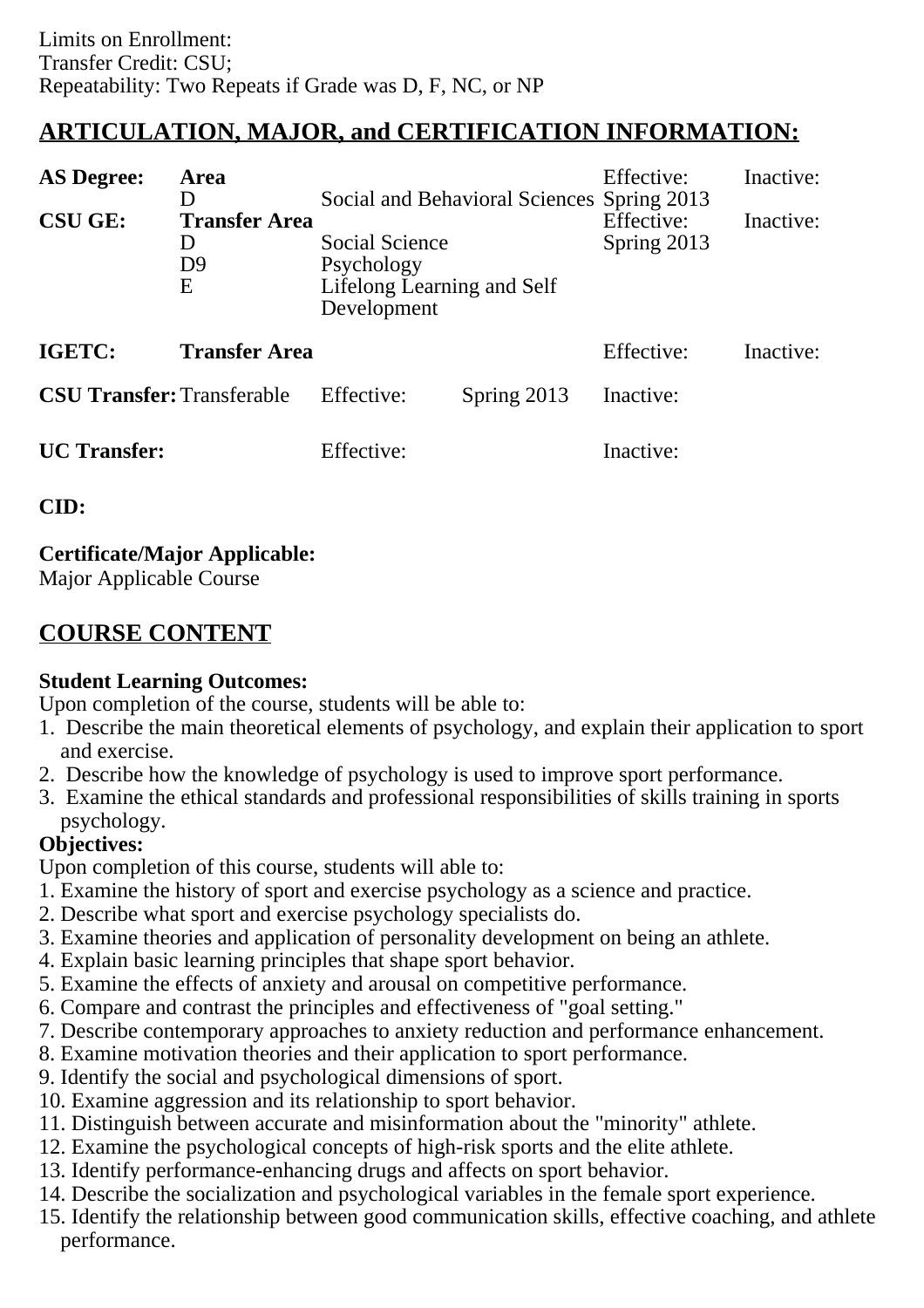Limits on Enrollment:
Transfer Credit: CSU;
Repeatability: Two Repeats if Grade was D, F, NC, or NP

## ARTICULATION, MAJOR, and CERTIFICATION INFORMATION:

| | | | | | |
|---|---|---|---|---|---|
| **AS Degree:** | **Area** | | | Effective: | Inactive: |
| | D | Social and Behavioral Sciences | | Spring 2013 | |
| **CSU GE:** | **Transfer Area** | | | Effective: | Inactive: |
| | D | Social Science | | Spring 2013 | |
| | D9 | Psychology | | | |
| | E | Lifelong Learning and Self Development | | | |
| **IGETC:** | **Transfer Area** | | | Effective: | Inactive: |
| **CSU Transfer:** | Transferable | Effective: | Spring 2013 | Inactive: | |
| **UC Transfer:** | | Effective: | | Inactive: | |

**CID:**

**Certificate/Major Applicable:**
Major Applicable Course

## COURSE CONTENT

**Student Learning Outcomes:**
Upon completion of the course, students will be able to:
1. Describe the main theoretical elements of psychology, and explain their application to sport and exercise.
2. Describe how the knowledge of psychology is used to improve sport performance.
3. Examine the ethical standards and professional responsibilities of skills training in sports psychology.

**Objectives:**
Upon completion of this course, students will able to:
1. Examine the history of sport and exercise psychology as a science and practice.
2. Describe what sport and exercise psychology specialists do.
3. Examine theories and application of personality development on being an athlete.
4. Explain basic learning principles that shape sport behavior.
5. Examine the effects of anxiety and arousal on competitive performance.
6. Compare and contrast the principles and effectiveness of "goal setting."
7. Describe contemporary approaches to anxiety reduction and performance enhancement.
8. Examine motivation theories and their application to sport performance.
9. Identify the social and psychological dimensions of sport.
10. Examine aggression and its relationship to sport behavior.
11. Distinguish between accurate and misinformation about the "minority" athlete.
12. Examine the psychological concepts of high-risk sports and the elite athlete.
13. Identify performance-enhancing drugs and affects on sport behavior.
14. Describe the socialization and psychological variables in the female sport experience.
15. Identify the relationship between good communication skills, effective coaching, and athlete performance.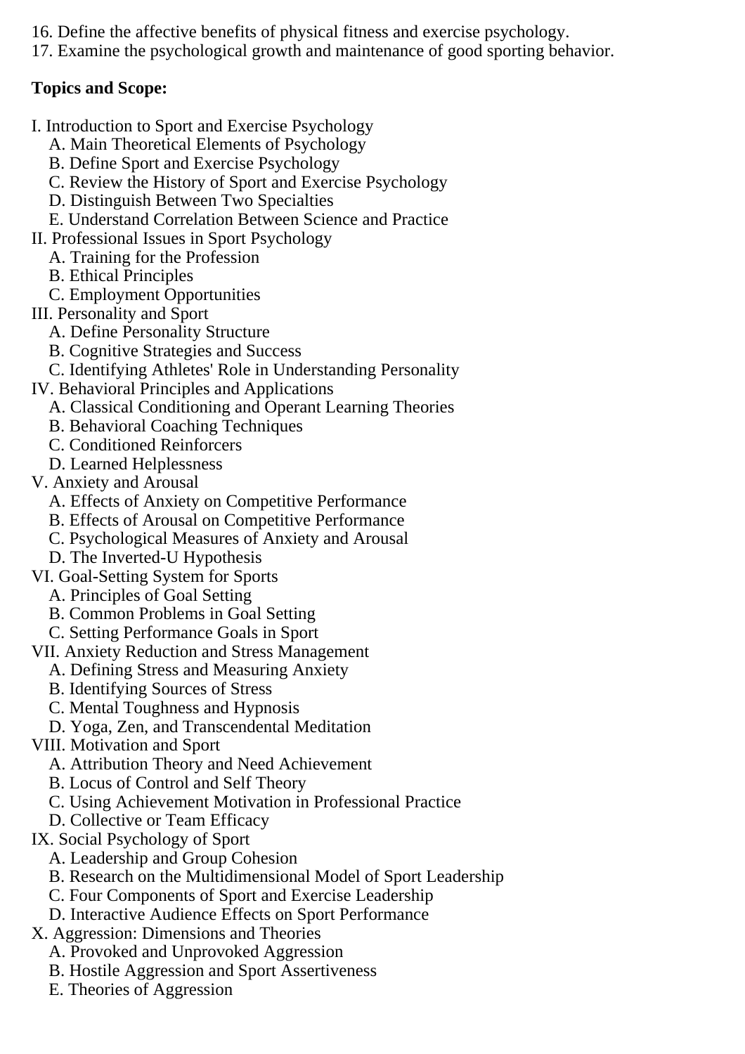16. Define the affective benefits of physical fitness and exercise psychology.
17. Examine the psychological growth and maintenance of good sporting behavior.

**Topics and Scope:**

I. Introduction to Sport and Exercise Psychology
  A. Main Theoretical Elements of Psychology
  B. Define Sport and Exercise Psychology
  C. Review the History of Sport and Exercise Psychology
  D. Distinguish Between Two Specialties
  E. Understand Correlation Between Science and Practice
II. Professional Issues in Sport Psychology
  A. Training for the Profession
  B. Ethical Principles
  C. Employment Opportunities
III. Personality and Sport
  A. Define Personality Structure
  B. Cognitive Strategies and Success
  C. Identifying Athletes' Role in Understanding Personality
IV. Behavioral Principles and Applications
  A. Classical Conditioning and Operant Learning Theories
  B. Behavioral Coaching Techniques
  C. Conditioned Reinforcers
  D. Learned Helplessness
V. Anxiety and Arousal
  A. Effects of Anxiety on Competitive Performance
  B. Effects of Arousal on Competitive Performance
  C. Psychological Measures of Anxiety and Arousal
  D. The Inverted-U Hypothesis
VI. Goal-Setting System for Sports
  A. Principles of Goal Setting
  B. Common Problems in Goal Setting
  C. Setting Performance Goals in Sport
VII. Anxiety Reduction and Stress Management
  A. Defining Stress and Measuring Anxiety
  B. Identifying Sources of Stress
  C. Mental Toughness and Hypnosis
  D. Yoga, Zen, and Transcendental Meditation
VIII. Motivation and Sport
  A. Attribution Theory and Need Achievement
  B. Locus of Control and Self Theory
  C. Using Achievement Motivation in Professional Practice
  D. Collective or Team Efficacy
IX. Social Psychology of Sport
  A. Leadership and Group Cohesion
  B. Research on the Multidimensional Model of Sport Leadership
  C. Four Components of Sport and Exercise Leadership
  D. Interactive Audience Effects on Sport Performance
X. Aggression: Dimensions and Theories
  A. Provoked and Unprovoked Aggression
  B. Hostile Aggression and Sport Assertiveness
  E. Theories of Aggression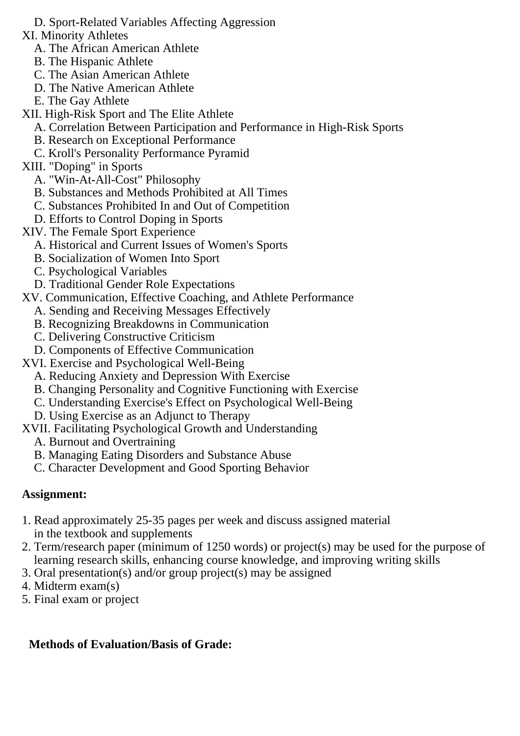D. Sport-Related Variables Affecting Aggression

XI. Minority Athletes
   A. The African American Athlete
   B. The Hispanic Athlete
   C. The Asian American Athlete
   D. The Native American Athlete
   E. The Gay Athlete

XII. High-Risk Sport and The Elite Athlete
   A. Correlation Between Participation and Performance in High-Risk Sports
   B. Research on Exceptional Performance
   C. Kroll's Personality Performance Pyramid

XIII. "Doping" in Sports
   A. "Win-At-All-Cost" Philosophy
   B. Substances and Methods Prohibited at All Times
   C. Substances Prohibited In and Out of Competition
   D. Efforts to Control Doping in Sports

XIV. The Female Sport Experience
   A. Historical and Current Issues of Women's Sports
   B. Socialization of Women Into Sport
   C. Psychological Variables
   D. Traditional Gender Role Expectations

XV. Communication, Effective Coaching, and Athlete Performance
   A. Sending and Receiving Messages Effectively
   B. Recognizing Breakdowns in Communication
   C. Delivering Constructive Criticism
   D. Components of Effective Communication

XVI. Exercise and Psychological Well-Being
   A. Reducing Anxiety and Depression With Exercise
   B. Changing Personality and Cognitive Functioning with Exercise
   C. Understanding Exercise's Effect on Psychological Well-Being
   D. Using Exercise as an Adjunct to Therapy

XVII. Facilitating Psychological Growth and Understanding
   A. Burnout and Overtraining
   B. Managing Eating Disorders and Substance Abuse
   C. Character Development and Good Sporting Behavior

**Assignment:**

1. Read approximately 25-35 pages per week and discuss assigned material in the textbook and supplements
2. Term/research paper (minimum of 1250 words) or project(s) may be used for the purpose of learning research skills, enhancing course knowledge, and improving writing skills
3. Oral presentation(s) and/or group project(s) may be assigned
4. Midterm exam(s)
5. Final exam or project

**Methods of Evaluation/Basis of Grade:**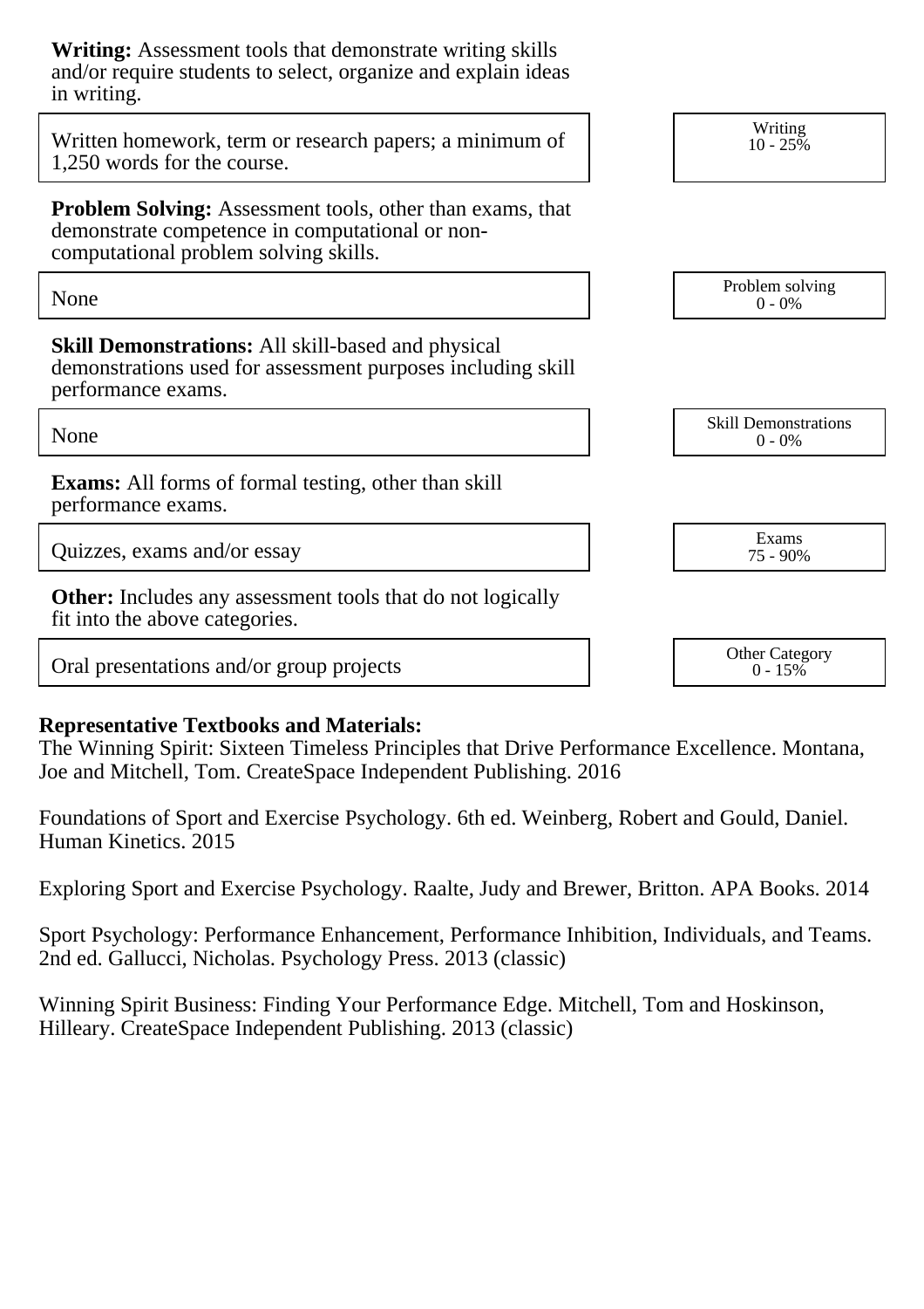**Writing:** Assessment tools that demonstrate writing skills and/or require students to select, organize and explain ideas in writing.

| | |
|---|---|
| Written homework, term or research papers; a minimum of 1,250 words for the course. | Writing 10 - 25% |

**Problem Solving:** Assessment tools, other than exams, that demonstrate competence in computational or non-computational problem solving skills.

| | |
|---|---|
| None | Problem solving 0 - 0% |

**Skill Demonstrations:** All skill-based and physical demonstrations used for assessment purposes including skill performance exams.

| | |
|---|---|
| None | Skill Demonstrations 0 - 0% |

**Exams:** All forms of formal testing, other than skill performance exams.

| | |
|---|---|
| Quizzes, exams and/or essay | Exams 75 - 90% |

**Other:** Includes any assessment tools that do not logically fit into the above categories.

| | |
|---|---|
| Oral presentations and/or group projects | Other Category 0 - 15% |

**Representative Textbooks and Materials:**

The Winning Spirit: Sixteen Timeless Principles that Drive Performance Excellence. Montana, Joe and Mitchell, Tom. CreateSpace Independent Publishing. 2016

Foundations of Sport and Exercise Psychology. 6th ed. Weinberg, Robert and Gould, Daniel. Human Kinetics. 2015

Exploring Sport and Exercise Psychology. Raalte, Judy and Brewer, Britton. APA Books. 2014

Sport Psychology: Performance Enhancement, Performance Inhibition, Individuals, and Teams. 2nd ed. Gallucci, Nicholas. Psychology Press. 2013 (classic)

Winning Spirit Business: Finding Your Performance Edge. Mitchell, Tom and Hoskinson, Hilleary. CreateSpace Independent Publishing. 2013 (classic)